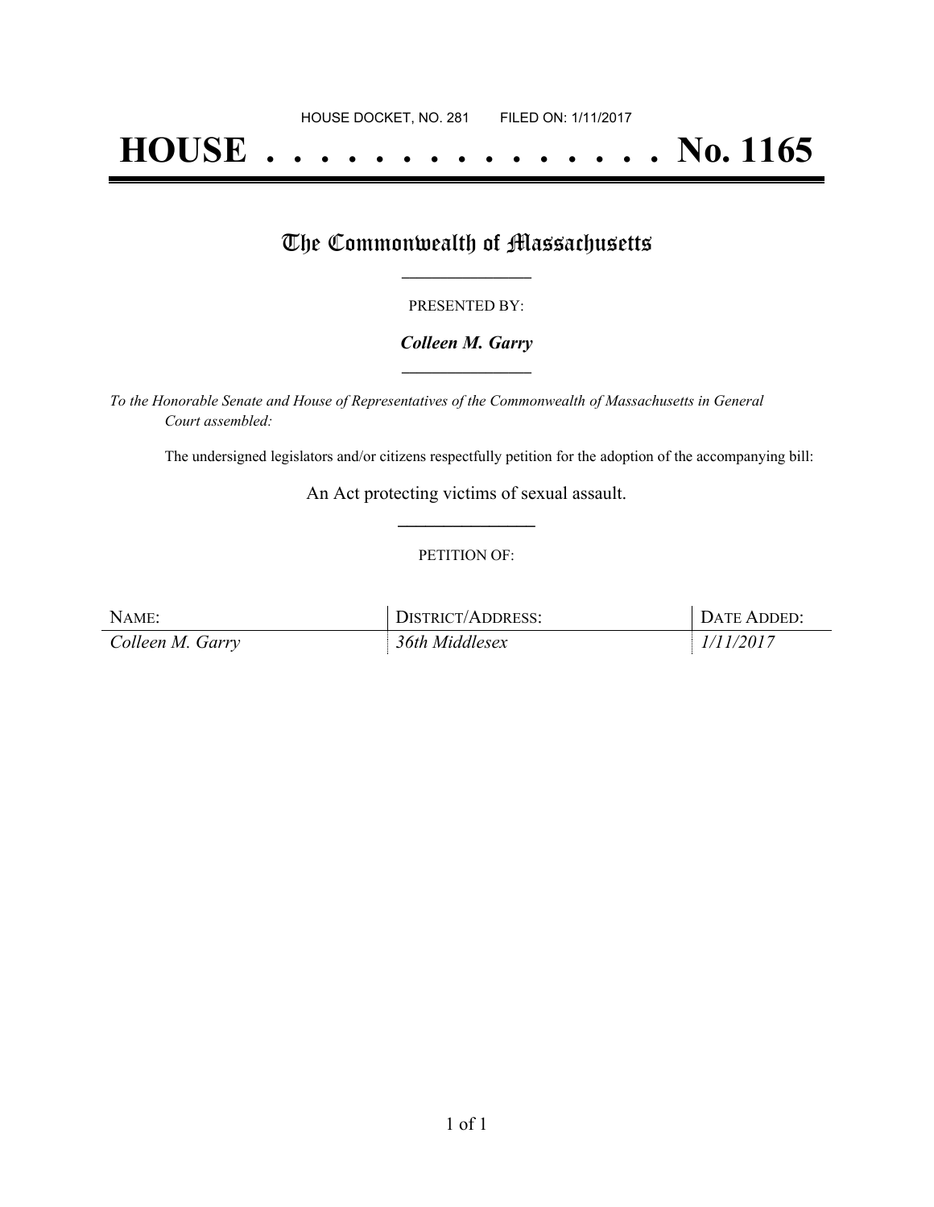HOUSE DOCKET, NO. 281 FILED ON: 1/11/2017

# HOUSE . . . . . . . . . . . . . . . No. 1165

## The Commonwealth of Massachusetts

PRESENTED BY:

***Colleen M. Garry***

*To the Honorable Senate and House of Representatives of the Commonwealth of Massachusetts in General Court assembled:*

The undersigned legislators and/or citizens respectfully petition for the adoption of the accompanying bill:

An Act protecting victims of sexual assault.

PETITION OF:

| NAME: | DISTRICT/ADDRESS: | DATE ADDED: |
| --- | --- | --- |
| *Colleen M. Garry* | *36th Middlesex* | *1/11/2017* |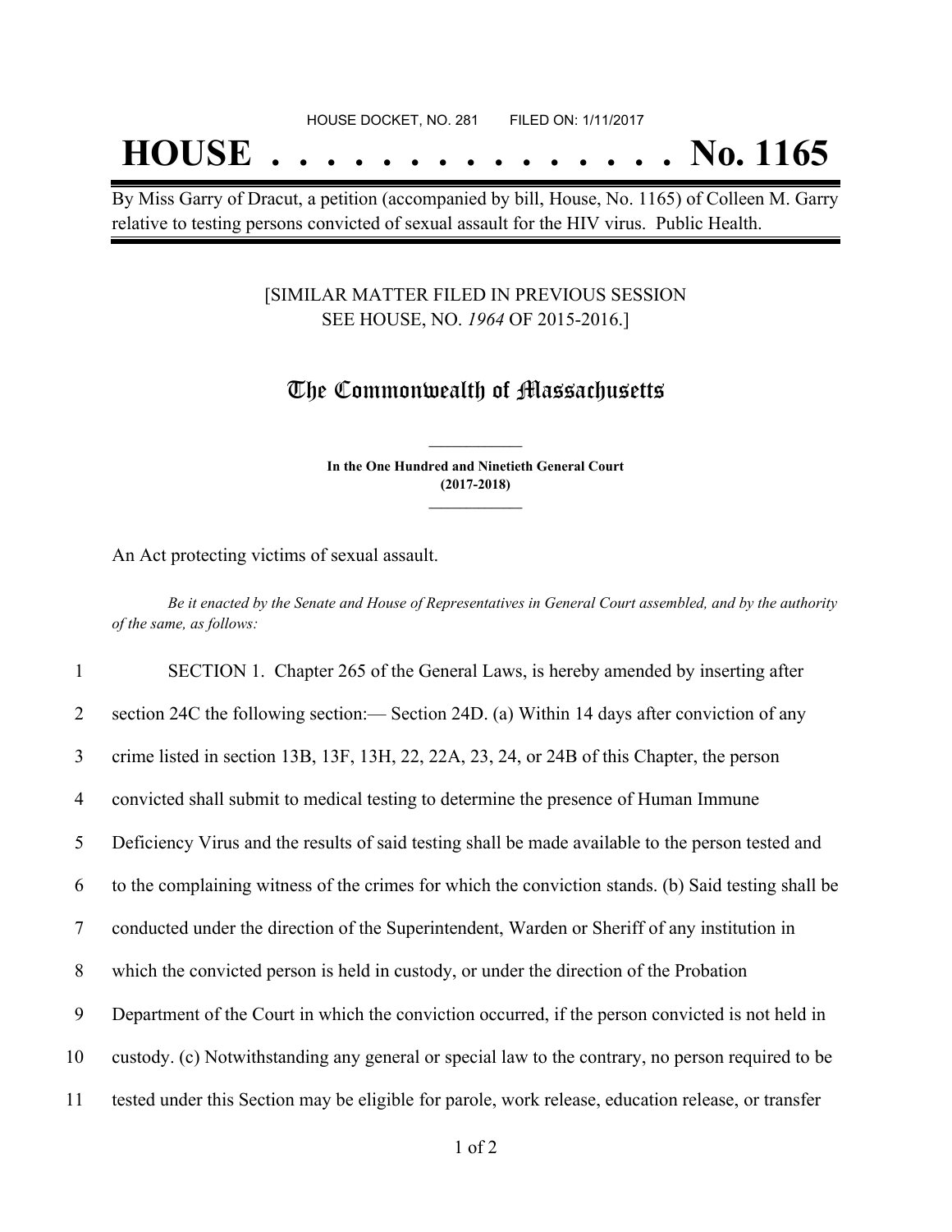HOUSE DOCKET, NO. 281 FILED ON: 1/11/2017

# HOUSE . . . . . . . . . . . . . . . No. 1165

By Miss Garry of Dracut, a petition (accompanied by bill, House, No. 1165) of Colleen M. Garry relative to testing persons convicted of sexual assault for the HIV virus. Public Health.

[SIMILAR MATTER FILED IN PREVIOUS SESSION SEE HOUSE, NO. *1964* OF 2015-2016.]

## The Commonwealth of Massachusetts

**In the One Hundred and Ninetieth General Court (2017-2018)**

An Act protecting victims of sexual assault.

*Be it enacted by the Senate and House of Representatives in General Court assembled, and by the authority of the same, as follows:*

1 SECTION 1. Chapter 265 of the General Laws, is hereby amended by inserting after
2 section 24C the following section:— Section 24D. (a) Within 14 days after conviction of any
3 crime listed in section 13B, 13F, 13H, 22, 22A, 23, 24, or 24B of this Chapter, the person
4 convicted shall submit to medical testing to determine the presence of Human Immune
5 Deficiency Virus and the results of said testing shall be made available to the person tested and
6 to the complaining witness of the crimes for which the conviction stands. (b) Said testing shall be
7 conducted under the direction of the Superintendent, Warden or Sheriff of any institution in
8 which the convicted person is held in custody, or under the direction of the Probation
9 Department of the Court in which the conviction occurred, if the person convicted is not held in
10 custody. (c) Notwithstanding any general or special law to the contrary, no person required to be
11 tested under this Section may be eligible for parole, work release, education release, or transfer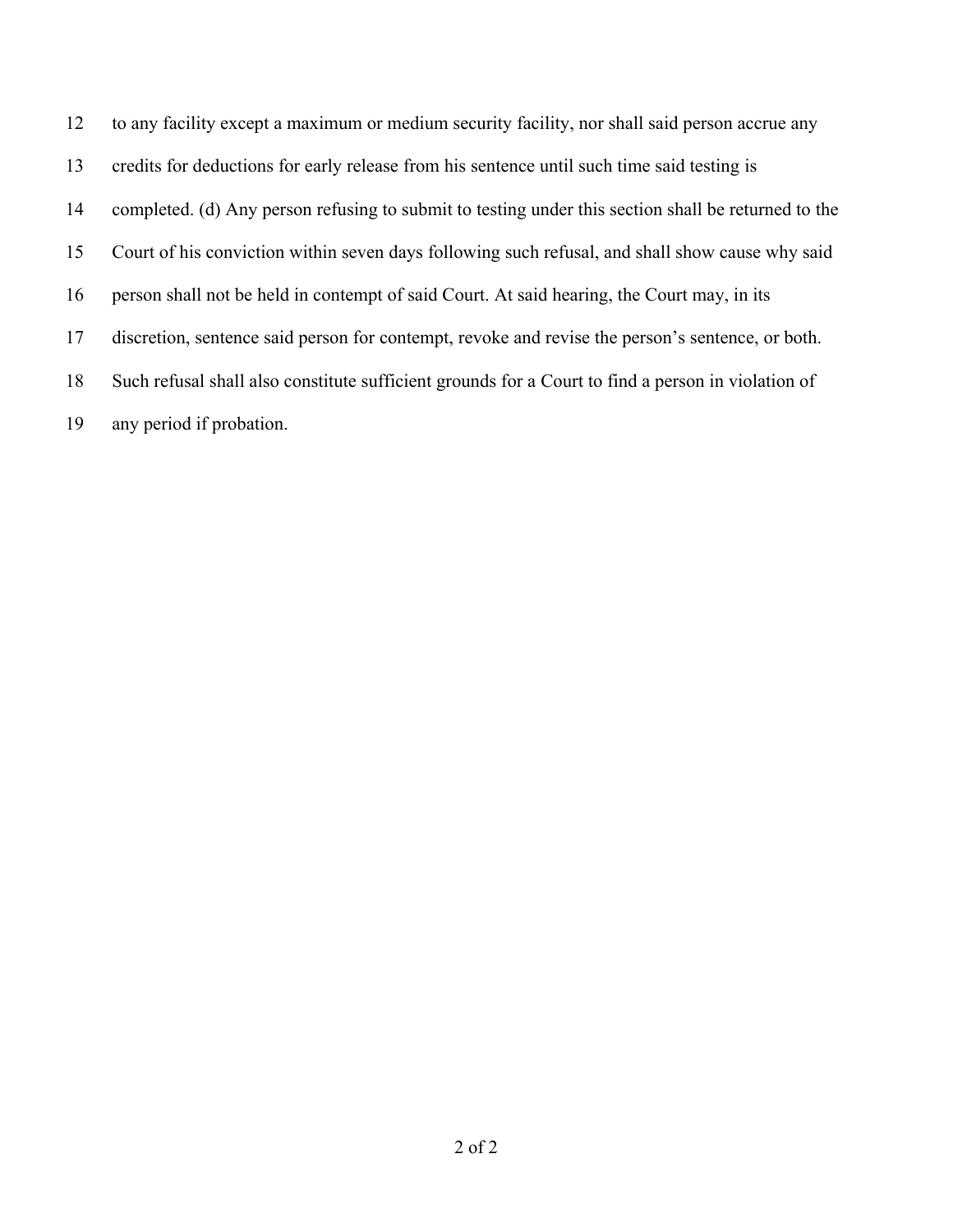to any facility except a maximum or medium security facility, nor shall said person accrue any credits for deductions for early release from his sentence until such time said testing is completed. (d) Any person refusing to submit to testing under this section shall be returned to the Court of his conviction within seven days following such refusal, and shall show cause why said person shall not be held in contempt of said Court. At said hearing, the Court may, in its discretion, sentence said person for contempt, revoke and revise the person's sentence, or both. Such refusal shall also constitute sufficient grounds for a Court to find a person in violation of any period if probation.